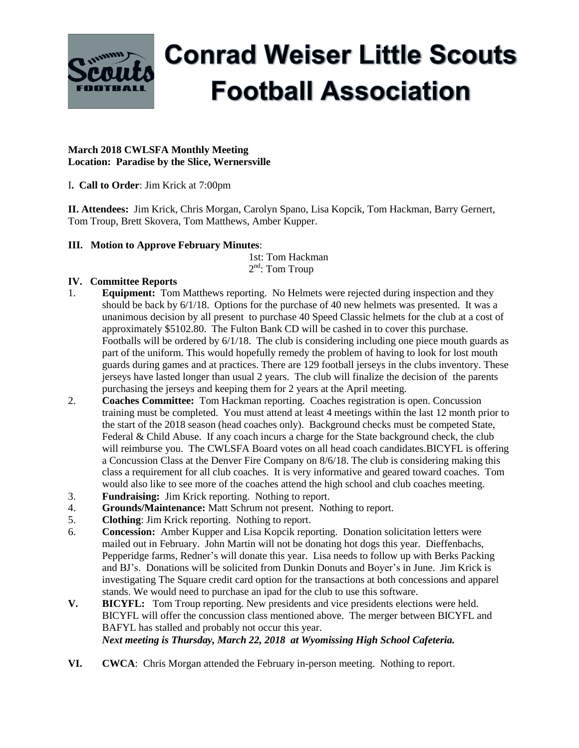# Conrad Weiser Little Scouts Football Association

**March 2018 CWLSFA Monthly Meeting**
**Location: Paradise by the Slice, Wernersville**

I**. Call to Order**: Jim Krick at 7:00pm

**II. Attendees:** Jim Krick, Chris Morgan, Carolyn Spano, Lisa Kopcik, Tom Hackman, Barry Gernert, Tom Troup, Brett Skovera, Tom Matthews, Amber Kupper.

**III. Motion to Approve February Minutes**:

1st: Tom Hackman
2nd: Tom Troup

**IV. Committee Reports**

1. **Equipment:** Tom Matthews reporting. No Helmets were rejected during inspection and they should be back by 6/1/18. Options for the purchase of 40 new helmets was presented. It was a unanimous decision by all present to purchase 40 Speed Classic helmets for the club at a cost of approximately $5102.80. The Fulton Bank CD will be cashed in to cover this purchase. Footballs will be ordered by 6/1/18. The club is considering including one piece mouth guards as part of the uniform. This would hopefully remedy the problem of having to look for lost mouth guards during games and at practices. There are 129 football jerseys in the clubs inventory. These jerseys have lasted longer than usual 2 years. The club will finalize the decision of the parents purchasing the jerseys and keeping them for 2 years at the April meeting.
2. **Coaches Committee:** Tom Hackman reporting. Coaches registration is open. Concussion training must be completed. You must attend at least 4 meetings within the last 12 month prior to the start of the 2018 season (head coaches only). Background checks must be competed State, Federal & Child Abuse. If any coach incurs a charge for the State background check, the club will reimburse you. The CWLSFA Board votes on all head coach candidates.BICYFL is offering a Concussion Class at the Denver Fire Company on 8/6/18. The club is considering making this class a requirement for all club coaches. It is very informative and geared toward coaches. Tom would also like to see more of the coaches attend the high school and club coaches meeting.
3. **Fundraising:** Jim Krick reporting. Nothing to report.
4. **Grounds/Maintenance:** Matt Schrum not present. Nothing to report.
5. **Clothing**: Jim Krick reporting. Nothing to report.
6. **Concession:** Amber Kupper and Lisa Kopcik reporting. Donation solicitation letters were mailed out in February. John Martin will not be donating hot dogs this year. Dieffenbachs, Pepperidge farms, Redner's will donate this year. Lisa needs to follow up with Berks Packing and BJ's. Donations will be solicited from Dunkin Donuts and Boyer's in June. Jim Krick is investigating The Square credit card option for the transactions at both concessions and apparel stands. We would need to purchase an ipad for the club to use this software.

**V. BICYFL:** Tom Troup reporting. New presidents and vice presidents elections were held. BICYFL will offer the concussion class mentioned above. The merger between BICYFL and BAFYL has stalled and probably not occur this year.
***Next meeting is Thursday, March 22, 2018 at Wyomissing High School Cafeteria.***

**VI. CWCA**: Chris Morgan attended the February in-person meeting. Nothing to report.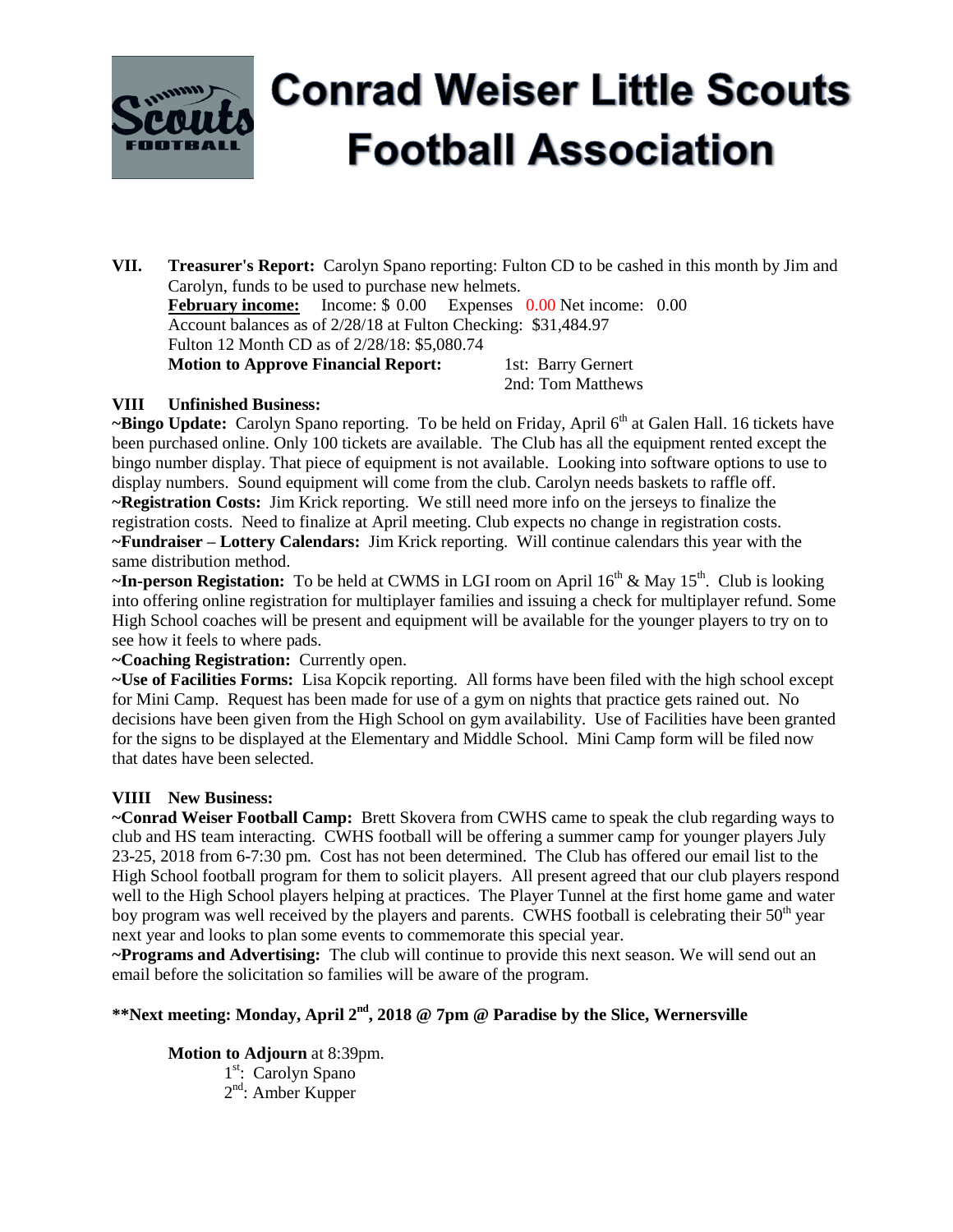# Conrad Weiser Little Scouts Football Association

**VII. Treasurer's Report:** Carolyn Spano reporting: Fulton CD to be cashed in this month by Jim and Carolyn, funds to be used to purchase new helmets.

**February income:** Income: $ 0.00 Expenses 0.00 Net income: 0.00

Account balances as of 2/28/18 at Fulton Checking: $31,484.97

Fulton 12 Month CD as of 2/28/18: $5,080.74

**Motion to Approve Financial Report:** 1st: Barry Gernert

2nd: Tom Matthews

**VIII Unfinished Business:**

**~Bingo Update:** Carolyn Spano reporting. To be held on Friday, April 6th at Galen Hall. 16 tickets have been purchased online. Only 100 tickets are available. The Club has all the equipment rented except the bingo number display. That piece of equipment is not available. Looking into software options to use to display numbers. Sound equipment will come from the club. Carolyn needs baskets to raffle off.

**~Registration Costs:** Jim Krick reporting. We still need more info on the jerseys to finalize the registration costs. Need to finalize at April meeting. Club expects no change in registration costs.

**~Fundraiser – Lottery Calendars:** Jim Krick reporting. Will continue calendars this year with the same distribution method.

**~In-person Registation:** To be held at CWMS in LGI room on April 16th & May 15th. Club is looking into offering online registration for multiplayer families and issuing a check for multiplayer refund. Some High School coaches will be present and equipment will be available for the younger players to try on to see how it feels to where pads.

**~Coaching Registration:** Currently open.

**~Use of Facilities Forms:** Lisa Kopcik reporting. All forms have been filed with the high school except for Mini Camp. Request has been made for use of a gym on nights that practice gets rained out. No decisions have been given from the High School on gym availability. Use of Facilities have been granted for the signs to be displayed at the Elementary and Middle School. Mini Camp form will be filed now that dates have been selected.

**VIIII New Business:**

**~Conrad Weiser Football Camp:** Brett Skovera from CWHS came to speak the club regarding ways to club and HS team interacting. CWHS football will be offering a summer camp for younger players July 23-25, 2018 from 6-7:30 pm. Cost has not been determined. The Club has offered our email list to the High School football program for them to solicit players. All present agreed that our club players respond well to the High School players helping at practices. The Player Tunnel at the first home game and water boy program was well received by the players and parents. CWHS football is celebrating their 50th year next year and looks to plan some events to commemorate this special year.

**~Programs and Advertising:** The club will continue to provide this next season. We will send out an email before the solicitation so families will be aware of the program.

**\*\*Next meeting: Monday, April 2nd, 2018 @ 7pm @ Paradise by the Slice, Wernersville**

**Motion to Adjourn** at 8:39pm.

1st: Carolyn Spano

2nd: Amber Kupper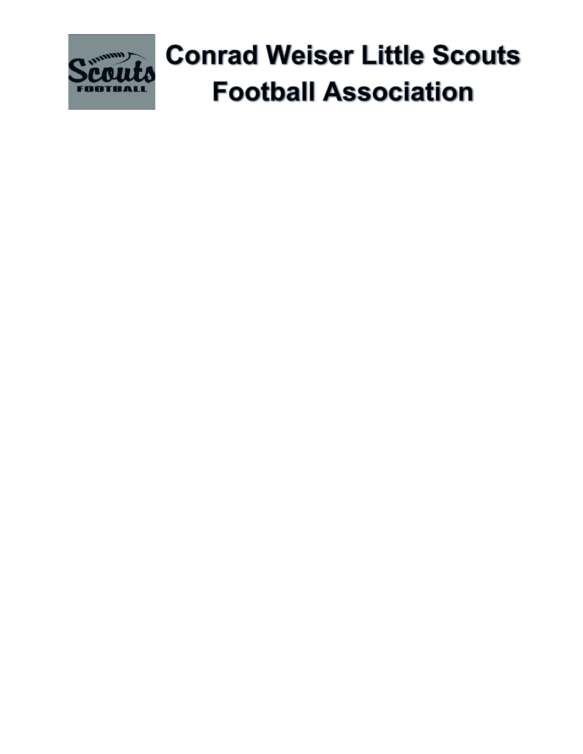# Conrad Weiser Little Scouts Football Association